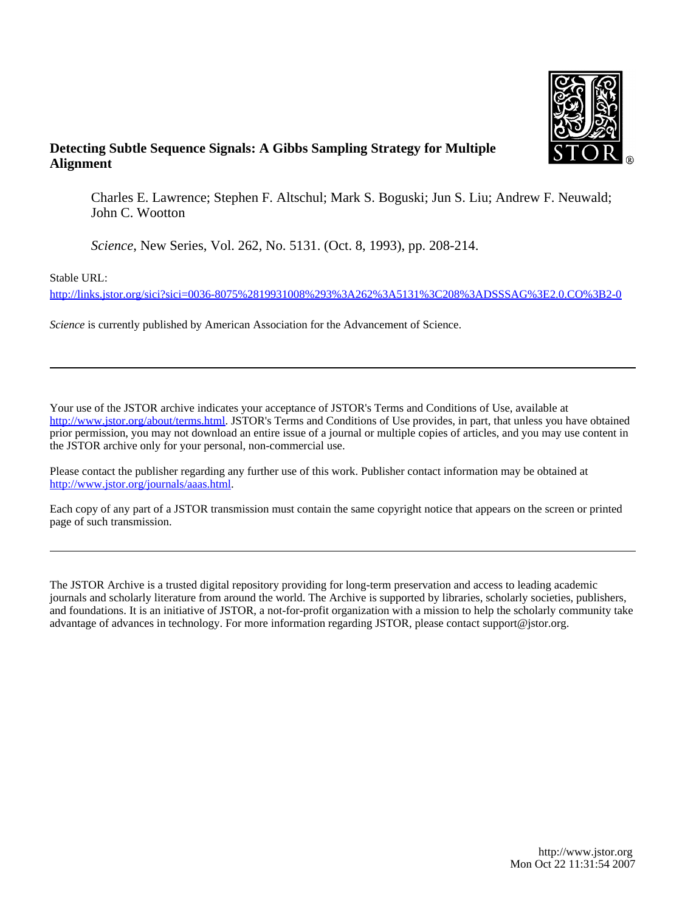**Detecting Subtle Sequence Signals: A Gibbs Sampling Strategy for Multiple Alignment**

Charles E. Lawrence; Stephen F. Altschul; Mark S. Boguski; Jun S. Liu; Andrew F. Neuwald; John C. Wootton

*Science*, New Series, Vol. 262, No. 5131. (Oct. 8, 1993), pp. 208-214.

Stable URL:

http://links.jstor.org/sici?sici=0036-8075%2819931008%293%3A262%3A5131%3C208%3ADSSSAG%3E2.0.CO%3B2-0

*Science* is currently published by American Association for the Advancement of Science.

---

Your use of the JSTOR archive indicates your acceptance of JSTOR's Terms and Conditions of Use, available at http://www.jstor.org/about/terms.html. JSTOR's Terms and Conditions of Use provides, in part, that unless you have obtained prior permission, you may not download an entire issue of a journal or multiple copies of articles, and you may use content in the JSTOR archive only for your personal, non-commercial use.

Please contact the publisher regarding any further use of this work. Publisher contact information may be obtained at http://www.jstor.org/journals/aaas.html.

Each copy of any part of a JSTOR transmission must contain the same copyright notice that appears on the screen or printed page of such transmission.

---

The JSTOR Archive is a trusted digital repository providing for long-term preservation and access to leading academic journals and scholarly literature from around the world. The Archive is supported by libraries, scholarly societies, publishers, and foundations. It is an initiative of JSTOR, a not-for-profit organization with a mission to help the scholarly community take advantage of advances in technology. For more information regarding JSTOR, please contact support@jstor.org.

http://www.jstor.org
Mon Oct 22 11:31:54 2007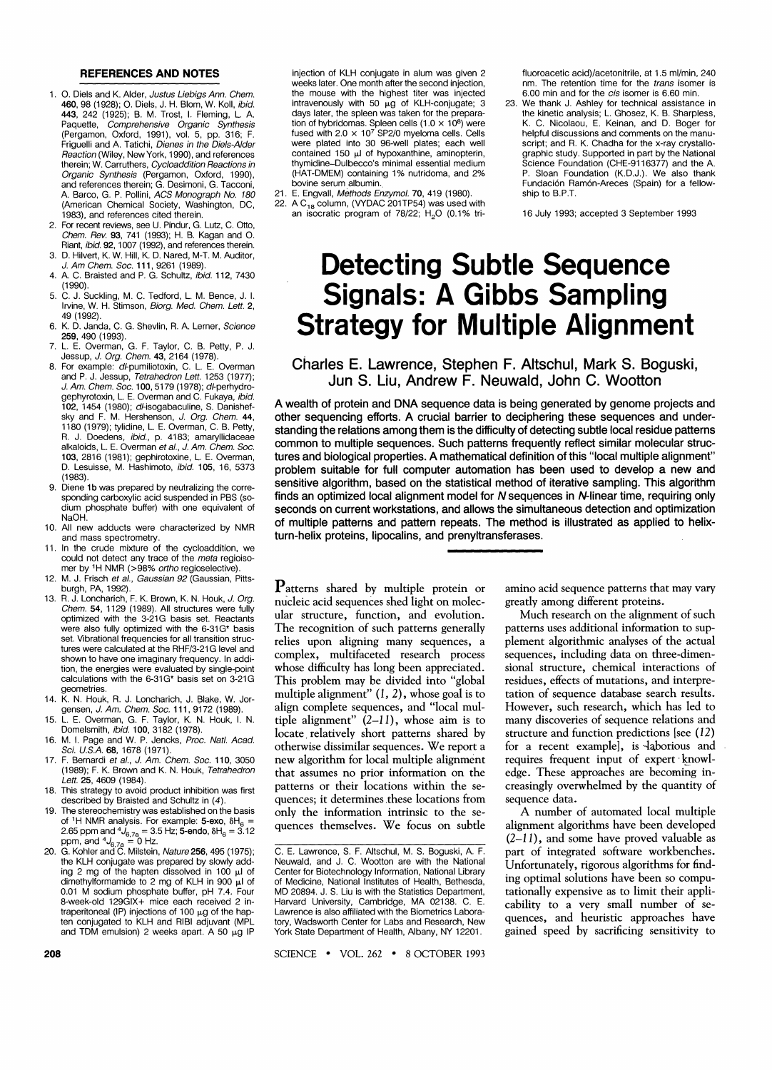## REFERENCES AND NOTES

1. O. Diels and K. Alder, *Justus Liebigs Ann. Chem.* **460**, 98 (1928); O. Diels, J. H. Blom, W. Koll, *ibid.* **443**, 242 (1925); B. M. Trost, I. Fleming, L. A. Paquette, *Comprehensive Organic Synthesis* (Pergamon, Oxford, 1991), vol. 5, pp. 316; F. Friguelli and A. Tatichi, *Dienes in the Diels-Alder Reaction* (Wiley, New York, 1990), and references therein; W. Carruthers, *Cycloaddition Reactions in Organic Synthesis* (Pergamon, Oxford, 1990), and references therein; G. Desimoni, G. Tacconi, A. Barco, G. P. Pollini, *ACS Monograph No. 180* (American Chemical Society, Washington, DC, 1983), and references cited therein.
2. For recent reviews, see U. Pindur, G. Lutz, C. Otto, *Chem. Rev.* **93**, 741 (1993); H. B. Kagan and O. Riant, *ibid.* **92**, 1007 (1992), and references therein.
3. D. Hilvert, K. W. Hill, K. D. Nared, M-T. M. Auditor, *J. Am Chem. Soc.* **111**, 9261 (1989).
4. A. C. Braisted and P. G. Schultz, *ibid.* **112**, 7430 (1990).
5. C. J. Suckling, M. C. Tedford, L. M. Bence, J. I. Irvine, W. H. Stimson, *Biorg. Med. Chem. Lett.* **2**, 49 (1992).
6. K. D. Janda, C. G. Shevlin, R. A. Lerner, *Science* **259**, 490 (1993).
7. L. E. Overman, G. F. Taylor, C. B. Petty, P. J. Jessup, *J. Org. Chem.* **43**, 2164 (1978).
8. For example: *dl*-pumiliotoxin, C. L. E. Overman and P. J. Jessup, *Tetrahedron Lett.* 1253 (1977); *J. Am. Chem. Soc.* **100**, 5179 (1978); *dl*-perhydrogephyrotoxin, L. E. Overman and C. Fukaya, *ibid.* **102**, 1454 (1980); *dl*-isogabaculine, S. Danishefsky and F. M. Hershenson, *J. Org. Chem.* **44**, 1180 (1979); tylidine, L. E. Overman, C. B. Petty, R. J. Doedens, *ibid.*, p. 4183; amaryllidaceae alkaloids, L. E. Overman *et al.*, *J. Am. Chem. Soc.* **103**, 2816 (1981); gephirotoxine, L. E. Overman, D. Lesuisse, M. Hashimoto, *ibid.* **105**, 16, 5373 (1983).
9. Diene **1b** was prepared by neutralizing the corresponding carboxylic acid suspended in PBS (sodium phosphate buffer) with one equivalent of NaOH.
10. All new adducts were characterized by NMR and mass spectrometry.
11. In the crude mixture of the cycloaddition, we could not detect any trace of the *meta* regioisomer by $^1$H NMR (>98% *ortho* regioselective).
12. M. J. Frisch *et al.*, *Gaussian 92* (Gaussian, Pittsburgh, PA, 1992).
13. R. J. Loncharich, F. K. Brown, K. N. Houk, *J. Org. Chem.* **54**, 1129 (1989). All structures were fully optimized with the 3-21G basis set. Reactants were also fully optimized with the 6-31G* basis set. Vibrational frequencies for all transition structures were calculated at the RHF/3-21G level and shown to have one imaginary frequency. In addition, the energies were evaluated by single-point calculations with the 6-31G* basis set on 3-21G geometries.
14. K. N. Houk, R. J. Loncharich, J. Blake, W. Jorgensen, *J. Am. Chem. Soc.* **111**, 9172 (1989).
15. L. E. Overman, G. F. Taylor, K. N. Houk, I. N. Domelsmith, *ibid.* **100**, 3182 (1978).
16. M. I. Page and W. P. Jencks, *Proc. Natl. Acad. Sci. U.S.A.* **68**, 1678 (1971).
17. F. Bernardi *et al.*, *J. Am. Chem. Soc.* **110**, 3050 (1989); F. K. Brown and K. N. Houk, *Tetrahedron Lett.* **25**, 4609 (1984).
18. This strategy to avoid product inhibition was first described by Braisted and Schultz in (*4*).
19. The stereochemistry was established on the basis of $^1$H NMR analysis. For example: **5-exo**, $\delta H_6$ = 2.65 ppm and $^4J_{6,7a}$ = 3.5 Hz; **5-endo**, $\delta H_6$ = 3.12 ppm, and $^4J_{6,7a}$ = 0 Hz.
20. G. Kohler and C. Milstein, *Nature* **256**, 495 (1975); the KLH conjugate was prepared by slowly adding 2 mg of the hapten dissolved in 100 μl of dimethylformamide to 2 mg of KLH in 900 μl of 0.01 M sodium phosphate buffer, pH 7.4. Four 8-week-old 129GIX+ mice each received 2 intraperitoneal (IP) injections of 100 μg of the hapten conjugated to KLH and RIBI adjuvant (MPL and TDM emulsion) 2 weeks apart. A 50 μg IP injection of KLH conjugate in alum was given 2 weeks later. One month after the second injection, the mouse with the highest titer was injected intravenously with 50 μg of KLH-conjugate; 3 days later, the spleen was taken for the preparation of hybridomas. Spleen cells ($1.0 \times 10^8$) were fused with $2.0 \times 10^7$ SP2/0 myeloma cells. Cells were plated into 30 96-well plates; each well contained 150 μl of hypoxanthine, aminopterin, thymidine–Dulbecco's minimal essential medium (HAT-DMEM) containing 1% nutridoma, and 2% bovine serum albumin.
21. E. Engvall, *Methods Enzymol.* **70**, 419 (1980).
22. A $C_{18}$ column, (VYDAC 201TP54) was used with an isocratic program of 78/22; $H_2O$ (0.1% trifluoroacetic acid)/acetonitrile, at 1.5 ml/min, 240 nm. The retention time for the *trans* isomer is 6.00 min and for the *cis* isomer is 6.60 min.
23. We thank J. Ashley for technical assistance in the kinetic analysis; L. Ghosez, K. B. Sharpless, K. C. Nicolaou, E. Keinan, and D. Boger for helpful discussions and comments on the manuscript; and R. K. Chadha for the x-ray crystallographic study. Supported in part by the National Science Foundation (CHE-9116377) and the A. P. Sloan Foundation (K.D.J.). We also thank Fundación Ramón-Areces (Spain) for a fellowship to B.P.T.

16 July 1993; accepted 3 September 1993

# Detecting Subtle Sequence Signals: A Gibbs Sampling Strategy for Multiple Alignment

**Charles E. Lawrence, Stephen F. Altschul, Mark S. Boguski, Jun S. Liu, Andrew F. Neuwald, John C. Wootton**

**A wealth of protein and DNA sequence data is being generated by genome projects and other sequencing efforts. A crucial barrier to deciphering these sequences and understanding the relations among them is the difficulty of detecting subtle local residue patterns common to multiple sequences. Such patterns frequently reflect similar molecular structures and biological properties. A mathematical definition of this "local multiple alignment" problem suitable for full computer automation has been used to develop a new and sensitive algorithm, based on the statistical method of iterative sampling. This algorithm finds an optimized local alignment model for *N* sequences in *N*-linear time, requiring only seconds on current workstations, and allows the simultaneous detection and optimization of multiple patterns and pattern repeats. The method is illustrated as applied to helix-turn-helix proteins, lipocalins, and prenyltransferases.**

Patterns shared by multiple protein or nucleic acid sequences shed light on molecular structure, function, and evolution. The recognition of such patterns generally relies upon aligning many sequences, a complex, multifaceted research process whose difficulty has long been appreciated. This problem may be divided into "global multiple alignment" (*1, 2*), whose goal is to align complete sequences, and "local multiple alignment" (*2–11*), whose aim is to locate relatively short patterns shared by otherwise dissimilar sequences. We report a new algorithm for local multiple alignment that assumes no prior information on the patterns or their locations within the sequences; it determines these locations from only the information intrinsic to the sequences themselves. We focus on subtle amino acid sequence patterns that may vary greatly among different proteins.

Much research on the alignment of such patterns uses additional information to supplement algorithmic analyses of the actual sequences, including data on three-dimensional structure, chemical interactions of residues, effects of mutations, and interpretation of sequence database search results. However, such research, which has led to many discoveries of sequence relations and structure and function predictions [see (*12*) for a recent example], is laborious and requires frequent input of expert knowledge. These approaches are becoming increasingly overwhelmed by the quantity of sequence data.

A number of automated local multiple alignment algorithms have been developed (*2–11*), and some have proved valuable as part of integrated software workbenches. Unfortunately, rigorous algorithms for finding optimal solutions have been so computationally expensive as to limit their applicability to a very small number of sequences, and heuristic approaches have gained speed by sacrificing sensitivity to

C. E. Lawrence, S. F. Altschul, M. S. Boguski, A. F. Neuwald, and J. C. Wootton are with the National Center for Biotechnology Information, National Library of Medicine, National Institutes of Health, Bethesda, MD 20894. J. S. Liu is with the Statistics Department, Harvard University, Cambridge, MA 02138. C. E. Lawrence is also affiliated with the Biometrics Laboratory, Wadsworth Center for Labs and Research, New York State Department of Health, Albany, NY 12201.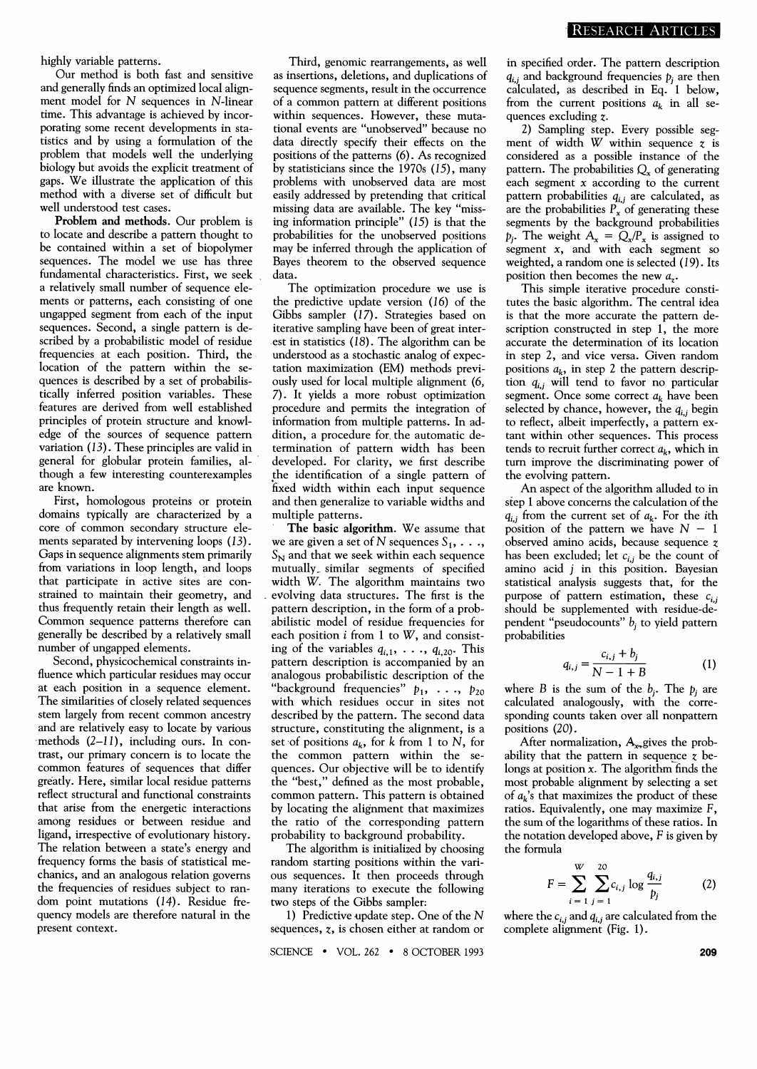highly variable patterns.

Our method is both fast and sensitive and generally finds an optimized local alignment model for $N$ sequences in $N$-linear time. This advantage is achieved by incorporating some recent developments in statistics and by using a formulation of the problem that models well the underlying biology but avoids the explicit treatment of gaps. We illustrate the application of this method with a diverse set of difficult but well understood test cases.

**Problem and methods.** Our problem is to locate and describe a pattern thought to be contained within a set of biopolymer sequences. The model we use has three fundamental characteristics. First, we seek a relatively small number of sequence elements or patterns, each consisting of one ungapped segment from each of the input sequences. Second, a single pattern is described by a probabilistic model of residue frequencies at each position. Third, the location of the pattern within the sequences is described by a set of probabilistically inferred position variables. These features are derived from well established principles of protein structure and knowledge of the sources of sequence pattern variation (13). These principles are valid in general for globular protein families, although a few interesting counterexamples are known.

First, homologous proteins or protein domains typically are characterized by a core of common secondary structure elements separated by intervening loops (13). Gaps in sequence alignments stem primarily from variations in loop length, and loops that participate in active sites are constrained to maintain their geometry, and thus frequently retain their length as well. Common sequence patterns therefore can generally be described by a relatively small number of ungapped elements.

Second, physicochemical constraints influence which particular residues may occur at each position in a sequence element. The similarities of closely related sequences stem largely from recent common ancestry and are relatively easy to locate by various methods (2–11), including ours. In contrast, our primary concern is to locate the common features of sequences that differ greatly. Here, similar local residue patterns reflect structural and functional constraints that arise from the energetic interactions among residues or between residue and ligand, irrespective of evolutionary history. The relation between a state's energy and frequency forms the basis of statistical mechanics, and an analogous relation governs the frequencies of residues subject to random point mutations (14). Residue frequency models are therefore natural in the present context.

Third, genomic rearrangements, as well as insertions, deletions, and duplications of sequence segments, result in the occurrence of a common pattern at different positions within sequences. However, these mutational events are "unobserved" because no data directly specify their effects on the positions of the patterns (6). As recognized by statisticians since the 1970s (15), many problems with unobserved data are most easily addressed by pretending that critical missing data are available. The key "missing information principle" (15) is that the probabilities for the unobserved positions may be inferred through the application of Bayes theorem to the observed sequence data.

The optimization procedure we use is the predictive update version (16) of the Gibbs sampler (17). Strategies based on iterative sampling have been of great interest in statistics (18). The algorithm can be understood as a stochastic analog of expectation maximization (EM) methods previously used for local multiple alignment (6, 7). It yields a more robust optimization procedure and permits the integration of information from multiple patterns. In addition, a procedure for the automatic determination of pattern width has been developed. For clarity, we first describe the identification of a single pattern of fixed width within each input sequence and then generalize to variable widths and multiple patterns.

**The basic algorithm.** We assume that we are given a set of $N$ sequences $S_1, \ldots, S_N$ and that we seek within each sequence mutually similar segments of specified width $W$. The algorithm maintains two evolving data structures. The first is the pattern description, in the form of a probabilistic model of residue frequencies for each position $i$ from 1 to $W$, and consisting of the variables $q_{i,1}, \ldots, q_{i,20}$. This pattern description is accompanied by an analogous probabilistic description of the "background frequencies" $p_1, \ldots, p_{20}$ with which residues occur in sites not described by the pattern. The second data structure, constituting the alignment, is a set of positions $a_k$, for $k$ from 1 to $N$, for the common pattern within the sequences. Our objective will be to identify the "best," defined as the most probable, common pattern. This pattern is obtained by locating the alignment that maximizes the ratio of the corresponding pattern probability to background probability.

The algorithm is initialized by choosing random starting positions within the various sequences. It then proceeds through many iterations to execute the following two steps of the Gibbs sampler:

1) Predictive update step. One of the $N$ sequences, $z$, is chosen either at random or in specified order. The pattern description $q_{i,j}$ and background frequencies $p_j$ are then calculated, as described in Eq. 1 below, from the current positions $a_k$ in all sequences excluding $z$.

2) Sampling step. Every possible segment of width $W$ within sequence $z$ is considered as a possible instance of the pattern. The probabilities $Q_x$ of generating each segment $x$ according to the current pattern probabilities $q_{i,j}$ are calculated, as are the probabilities $P_x$ of generating these segments by the background probabilities $p_j$. The weight $A_x = Q_x/P_x$ is assigned to segment $x$, and with each segment so weighted, a random one is selected (19). Its position then becomes the new $a_z$.

This simple iterative procedure constitutes the basic algorithm. The central idea is that the more accurate the pattern description constructed in step 1, the more accurate the determination of its location in step 2, and vice versa. Given random positions $a_k$, in step 2 the pattern description $q_{i,j}$ will tend to favor no particular segment. Once some correct $a_k$ have been selected by chance, however, the $q_{i,j}$ begin to reflect, albeit imperfectly, a pattern extant within other sequences. This process tends to recruit further correct $a_k$, which in turn improve the discriminating power of the evolving pattern.

An aspect of the algorithm alluded to in step 1 above concerns the calculation of the $q_{i,j}$ from the current set of $a_k$. For the $i$th position of the pattern we have $N - 1$ observed amino acids, because sequence $z$ has been excluded; let $c_{i,j}$ be the count of amino acid $j$ in this position. Bayesian statistical analysis suggests that, for the purpose of pattern estimation, these $c_{i,j}$ should be supplemented with residue-dependent "pseudocounts" $b_j$ to yield pattern probabilities

$$q_{i,j} = \frac{c_{i,j} + b_j}{N - 1 + B} \tag{1}$$

where $B$ is the sum of the $b_j$. The $p_j$ are calculated analogously, with the corresponding counts taken over all nonpattern positions (20).

After normalization, $A_x$ gives the probability that the pattern in sequence $z$ belongs at position $x$. The algorithm finds the most probable alignment by selecting a set of $a_k$'s that maximizes the product of these ratios. Equivalently, one may maximize $F$, the sum of the logarithms of these ratios. In the notation developed above, $F$ is given by the formula

$$F = \sum_{i=1}^{W} \sum_{j=1}^{20} c_{i,j} \log \frac{q_{i,j}}{p_j} \tag{2}$$

where the $c_{i,j}$ and $q_{i,j}$ are calculated from the complete alignment (Fig. 1).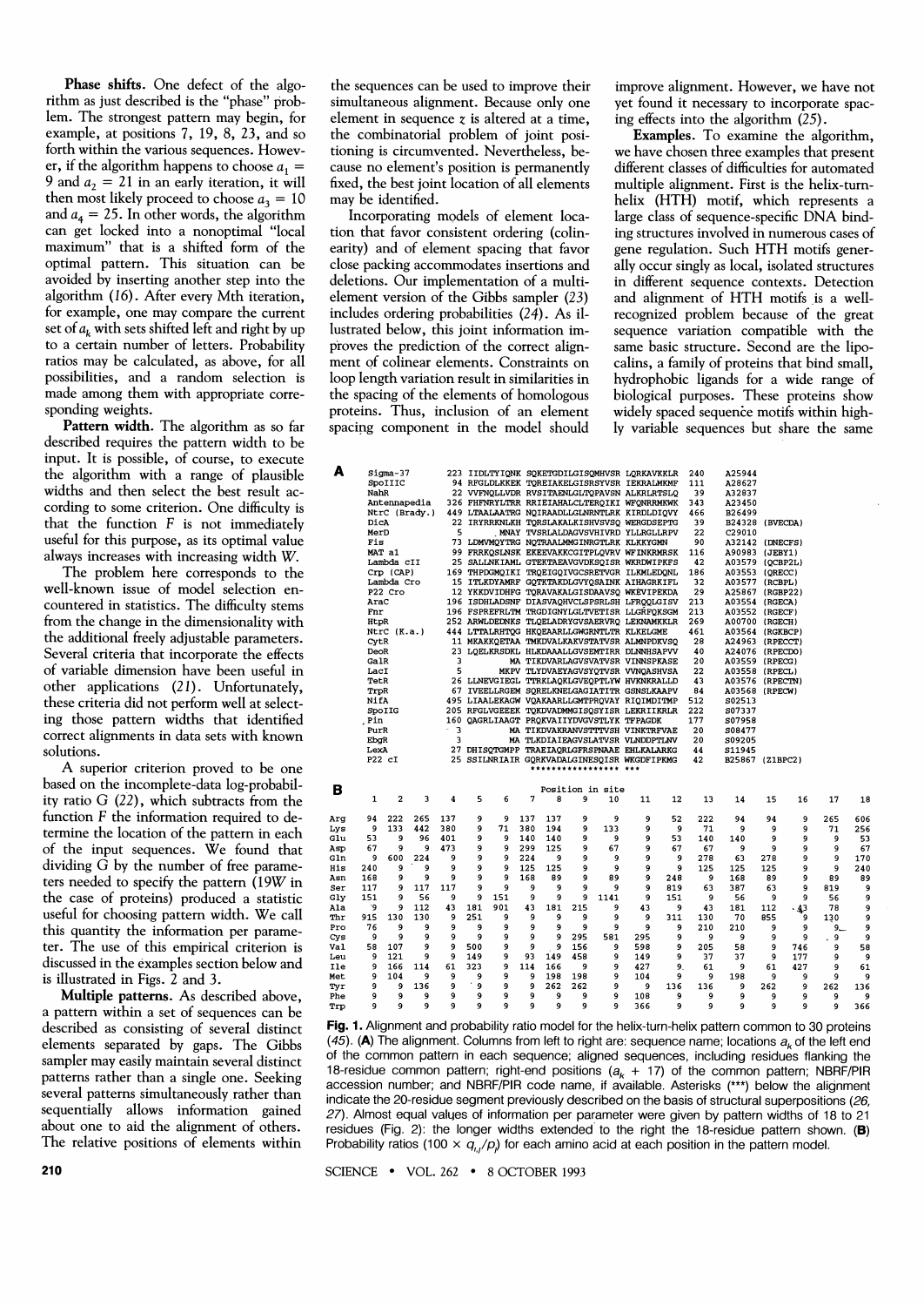**Phase shifts.** One defect of the algorithm as just described is the "phase" problem. The strongest pattern may begin, for example, at positions 7, 19, 8, 23, and so forth within the various sequences. However, if the algorithm happens to choose $a_1 = 9$ and $a_2 = 21$ in an early iteration, it will then most likely proceed to choose $a_3 = 10$ and $a_4 = 25$. In other words, the algorithm can get locked into a nonoptimal "local maximum" that is a shifted form of the optimal pattern. This situation can be avoided by inserting another step into the algorithm (16). After every Mth iteration, for example, one may compare the current set of $a_k$ with sets shifted left and right by up to a certain number of letters. Probability ratios may be calculated, as above, for all possibilities, and a random selection is made among them with appropriate corresponding weights.

**Pattern width.** The algorithm as so far described requires the pattern width to be input. It is possible, of course, to execute the algorithm with a range of plausible widths and then select the best result according to some criterion. One difficulty is that the function $F$ is not immediately useful for this purpose, as its optimal value always increases with increasing width $W$.

The problem here corresponds to the well-known issue of model selection encountered in statistics. The difficulty stems from the change in the dimensionality with the additional freely adjustable parameters. Several criteria that incorporate the effects of variable dimension have been useful in other applications (21). Unfortunately, these criteria did not perform well at selecting those pattern widths that identified correct alignments in data sets with known solutions.

A superior criterion proved to be one based on the incomplete-data log-probability ratio $G$ (22), which subtracts from the function $F$ the information required to determine the location of the pattern in each of the input sequences. We found that dividing $G$ by the number of free parameters needed to specify the pattern ($19W$ in the case of proteins) produced a statistic useful for choosing pattern width. We call this quantity the information per parameter. The use of this empirical criterion is discussed in the examples section below and is illustrated in Figs. 2 and 3.

**Multiple patterns.** As described above, a pattern within a set of sequences can be described as consisting of several distinct elements separated by gaps. The Gibbs sampler may easily maintain several distinct patterns rather than a single one. Seeking several patterns simultaneously rather than sequentially allows information gained about one to aid the alignment of others. The relative positions of elements within the sequences can be used to improve their simultaneous alignment. Because only one element in sequence $z$ is altered at a time, the combinatorial problem of joint positioning is circumvented. Nevertheless, because no element's position is permanently fixed, the best joint location of all elements may be identified.

Incorporating models of element location that favor consistent ordering (colinearity) and of element spacing that favor close packing accommodates insertions and deletions. Our implementation of a multi-element version of the Gibbs sampler (23) includes ordering probabilities (24). As illustrated below, this joint information improves the prediction of the correct alignment of colinear elements. Constraints on loop length variation result in similarities in the spacing of the elements of homologous proteins. Thus, inclusion of an element spacing component in the model should improve alignment. However, we have not yet found it necessary to incorporate spacing effects into the algorithm (25).

**Examples.** To examine the algorithm, we have chosen three examples that present different classes of difficulties for automated multiple alignment. First is the helix-turn-helix (HTH) motif, which represents a large class of sequence-specific DNA binding structures involved in numerous cases of gene regulation. Such HTH motifs generally occur singly as local, isolated structures in different sequence contexts. Detection and alignment of HTH motifs is a well-recognized problem because of the great sequence variation compatible with the same basic structure. Second are the lipocalins, a family of proteins that bind small, hydrophobic ligands for a wide range of biological purposes. These proteins show widely spaced sequence motifs within highly variable sequences but share the same

**A**

```
Sigma-37           223 IIDLTYIQNK SQKETGDILGISQMHVSR LQRKAVKKLR 240  A25944
SpoIIIC             94 RFGLDLKKEK TQREIAKELGISRSYVSR IEKRALMKMF 111  A28627
NahR                22 VVFNQLLVDR RVSITAENLGLTQPAVSN ALKRLRTSLQ  39  A32837
Antennapedia       326 FHFNRYLTRR RRIEIAHALCLTERQIKI WFQNRRMKWK 343  A23450
NtrC (Brady.)      449 LTAALAATRG NQIRAADLLGLNRNTLRK KIRDLDIQVY 466  B26499
DicA                22 IRYRRKNLKH TQRSLAKALKISHVSVSQ WERGDSEPTG  39  B24328 (BVECDA)
MerD                 5       MNAY TVSRLALDAGVSVHIVRD YLLRGLLRPV  22  C29010
Fis                 73 LDMVMQYTRG NQTRAALMMGINRGTLRK KLKKYGMN     90  A32142 (DNECFS)
MAT a1              99 FRRKQSLNSK EKEEVAKKCGITPLQVRV WFINKRMRSK 116  A90983 (JEBY1)
Lambda cII          25 SALLNKIAML GTEKTAEAVGVDKSQISR WKRDWIPKFS  42  A03579 (QCBP2L)
Crp (CAP)          169 THPDGMQIKI TRQEIGQIVGCSRETVGR ILKMLEDQNL 186  A03553 (QRECC)
Lambda Cro          15 ITLKDYAMRF GQTKTAKDLGVYQSAINK AIHAGRKIFL  32  A03577 (RCBPL)
P22 Cro             12 YKKDVIDHFG TQRAVAKALGISDAAVSQ WKEVIPEKDA  29  A25867 (RGBP22)
AraC               196 ISDHLADSNF DIASVAQHVCLSPSRLSH LFRQQLGISV 213  A03554 (RGECA)
Fnr                196 FSPREFRLTM TRGDIGNYLGLTVETISR LLGRFQKSGM 213  A03552 (RGECF)
HtpR               252 ARWLDEDNKS TLQELADRYGVSAERVRQ LEKNAMKKLR 269  A00700 (RGECH)
NtrC (K.a.)        444 LTTALRHTQG HKQEAARLLGWGRNTLTR KLKELGME   461  A03564 (RGKBCP)
CytR                11 MKAKKQETAA TMKDVALKAKVSTATVSR ALMNPDKVSQ  28  A24963 (RPECCT)
DeoR                23 LQELKRSDKL HLKDAAALLGVSEMTIRR DLNNHSAPVV  40  A24076 (RPECDO)
GalR                 3         MA TIKDVARLAGVSVATVSR VINNSPKASE  20  A03559 (RPECG)
LacI                 5      MKPV TLYDVAEYAGVSYQTVSR VVNQASHVSA  22  A03558 (RPECL)
TetR                26 LLNEVGIEGL TTRKLAQKLGVEQPTLYW HVKNKRALLD  43  A03576 (RPECTN)
TrpR                67 IVEELLRGEM SQRELKNELGAGIATITR GSNSLKAAPV  84  A03568 (RPECW)
NifA               495 LIAALEKAGW VQAKAARLLGMTPRQVAY RIQIMDITMP 512  S02513
SpoIIG             205 RFGLVGEEEK TQKDVADMMGISQSYISR LEKRIIKRLR 222  S07337
Pin                160 QAGRLIAAGT PRQKVAIIYDVGVSTLYK TFPAGDK    177  S07958
PurR                 3         MA TIKDVAKRANVSTTTVSH VINKTRFVAE  20  S08477
EbgR                 3         MA TLKDIAIEAGVSLATVSR VLNDDPTLNV  20  S09205
LexA                27 DHISQTGMPP TRAEIAQRLGFRSPNAAE EHLKALARKG  44  S11945
P22 cI              25 SSILNRIAIR GQRKVADALGINESQISR WKGDFIPKMG  42  B25867 (Z1BPC2)
                                  ***************** ***
```

**B**

| | Position in site | | | | | | | | | | | | | | | | | |
|---|---|---|---|---|---|---|---|---|---|---|---|---|---|---|---|---|---|---|
| | 1 | 2 | 3 | 4 | 5 | 6 | 7 | 8 | 9 | 10 | 11 | 12 | 13 | 14 | 15 | 16 | 17 | 18 |
| Arg | 94 | 222 | 265 | 137 | 9 | 9 | 137 | 137 | 9 | 9 | 9 | 52 | 222 | 94 | 94 | 9 | 265 | 606 |
| Lys | 9 | 133 | 442 | 380 | 9 | 71 | 380 | 194 | 9 | 133 | 9 | 71 | 9 | 9 | 9 | 9 | 71 | 256 |
| Glu | 53 | 9 | 96 | 401 | 9 | 9 | 140 | 140 | 9 | 9 | 9 | 53 | 140 | 140 | 9 | 9 | 9 | 53 |
| Asp | 67 | 9 | 9 | 473 | 9 | 9 | 299 | 125 | 9 | 67 | 9 | 67 | 67 | 9 | 9 | 9 | 9 | 67 |
| Gln | 9 | 600 | 224 | 9 | 9 | 9 | 224 | 9 | 9 | 9 | 9 | 9 | 278 | 63 | 278 | 9 | 9 | 170 |
| His | 240 | 9 | 9 | 9 | 9 | 9 | 125 | 125 | 9 | 9 | 9 | 9 | 125 | 125 | 125 | 9 | 9 | 240 |
| Asn | 168 | 9 | 9 | 9 | 9 | 9 | 168 | 89 | 9 | 89 | 9 | 248 | 9 | 168 | 89 | 9 | 89 | 89 |
| Ser | 117 | 9 | 117 | 117 | 9 | 9 | 9 | 9 | 9 | 9 | 9 | 819 | 63 | 387 | 63 | 9 | 819 | 9 |
| Gly | 151 | 9 | 56 | 9 | 9 | 151 | 9 | 9 | 9 | 1141 | 9 | 151 | 9 | 56 | 9 | 9 | 56 | 9 |
| Ala | 9 | 9 | 112 | 43 | 181 | 901 | 43 | 181 | 215 | 9 | 43 | 9 | 43 | 181 | 112 | 43 | 78 | 9 |
| Thr | 915 | 130 | 130 | 9 | 251 | 9 | 9 | 9 | 9 | 9 | 9 | 311 | 130 | 70 | 855 | 9 | 130 | 9 |
| Pro | 76 | 9 | 9 | 9 | 9 | 9 | 9 | 9 | 9 | 9 | 9 | 9 | 210 | 210 | 9 | 9 | 9 | 9 |
| Cys | 9 | 9 | 9 | 9 | 9 | 9 | 9 | 9 | 295 | 581 | 295 | 9 | 9 | 9 | 9 | 9 | 9 | 9 |
| Val | 58 | 107 | 9 | 9 | 500 | 9 | 9 | 9 | 156 | 9 | 598 | 9 | 205 | 58 | 9 | 746 | 9 | 58 |
| Leu | 9 | 121 | 9 | 149 | 9 | 9 | 93 | 149 | 458 | 9 | 149 | 9 | 37 | 37 | 9 | 177 | 9 | 9 |
| Ile | 9 | 166 | 114 | 61 | 323 | 9 | 114 | 166 | 9 | 9 | 427 | 9 | 61 | 9 | 61 | 427 | 9 | 61 |
| Met | 9 | 104 | 9 | 9 | 9 | 9 | 9 | 198 | 198 | 9 | 104 | 9 | 9 | 198 | 9 | 9 | 9 | 9 |
| Tyr | 9 | 9 | 136 | 9 | 9 | 9 | 9 | 262 | 262 | 9 | 9 | 136 | 136 | 9 | 262 | 9 | 262 | 136 |
| Phe | 9 | 9 | 9 | 9 | 9 | 9 | 9 | 9 | 9 | 9 | 108 | 9 | 9 | 9 | 9 | 9 | 9 | 9 |
| Trp | 9 | 9 | 9 | 9 | 9 | 9 | 9 | 9 | 9 | 9 | 366 | 9 | 9 | 9 | 9 | 9 | 9 | 366 |

**Fig. 1.** Alignment and probability ratio model for the helix-turn-helix pattern common to 30 proteins (45). **(A)** The alignment. Columns from left to right are: sequence name; locations $a_k$ of the left end of the common pattern in each sequence; aligned sequences, including residues flanking the 18-residue common pattern; right-end positions ($a_k$ + 17) of the common pattern; NBRF/PIR accession number; and NBRF/PIR code name, if available. Asterisks (\*\*\*) below the alignment indicate the 20-residue segment previously described on the basis of structural superpositions (26, 27). Almost equal values of information per parameter were given by pattern widths of 18 to 21 residues (Fig. 2): the longer widths extended to the right the 18-residue pattern shown. **(B)** Probability ratios ($100 \times q_{i,j}/p_j$) for each amino acid at each position in the pattern model.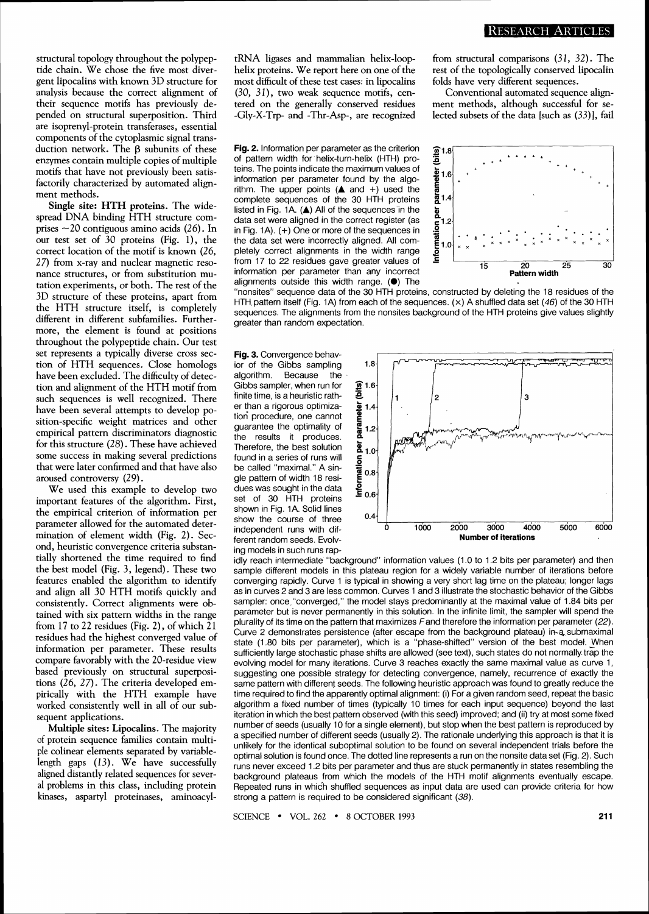structural topology throughout the polypeptide chain. We chose the five most divergent lipocalins with known 3D structure for analysis because the correct alignment of their sequence motifs has previously depended on structural superposition. Third are isoprenyl-protein transferases, essential components of the cytoplasmic signal transduction network. The β subunits of these enzymes contain multiple copies of multiple motifs that have not previously been satisfactorily characterized by automated alignment methods.

**Single site: HTH proteins.** The widespread DNA binding HTH structure comprises ~20 contiguous amino acids (26). In our test set of 30 proteins (Fig. 1), the correct location of the motif is known (26, 27) from x-ray and nuclear magnetic resonance structures, or from substitution mutation experiments, or both. The rest of the 3D structure of these proteins, apart from the HTH structure itself, is completely different in different subfamilies. Furthermore, the element is found at positions throughout the polypeptide chain. Our test set represents a typically diverse cross section of HTH sequences. Close homologs have been excluded. The difficulty of detection and alignment of the HTH motif from such sequences is well recognized. There have been several attempts to develop position-specific weight matrices and other empirical pattern discriminators diagnostic for this structure (28). These have achieved some success in making several predictions that were later confirmed and that have also aroused controversy (29).

We used this example to develop two important features of the algorithm. First, the empirical criterion of information per parameter allowed for the automated determination of element width (Fig. 2). Second, heuristic convergence criteria substantially shortened the time required to find the best model (Fig. 3, legend). These two features enabled the algorithm to identify and align all 30 HTH motifs quickly and consistently. Correct alignments were obtained with six pattern widths in the range from 17 to 22 residues (Fig. 2), of which 21 residues had the highest converged value of information per parameter. These results compare favorably with the 20-residue view based previously on structural superpositions (26, 27). The criteria developed empirically with the HTH example have worked consistently well in all of our subsequent applications.

**Multiple sites: Lipocalins.** The majority of protein sequence families contain multiple colinear elements separated by variable-length gaps (13). We have successfully aligned distantly related sequences for several problems in this class, including protein kinases, aspartyl proteinases, aminoacyl-tRNA ligases and mammalian helix-loop-helix proteins. We report here on one of the most difficult of these test cases: in lipocalins (30, 31), two weak sequence motifs, centered on the generally conserved residues -Gly-X-Trp- and -Thr-Asp-, are recognized from structural comparisons (31, 32). The rest of the topologically conserved lipocalin folds have very different sequences.

Conventional automated sequence alignment methods, although successful for selected subsets of the data [such as (33)], fail

**Fig. 2.** Information per parameter as the criterion of pattern width for helix-turn-helix (HTH) proteins. The points indicate the maximum values of information per parameter found by the algorithm. The upper points (▲ and +) used the complete sequences of the 30 HTH proteins listed in Fig. 1A. (▲) All of the sequences in the data set were aligned in the correct register (as in Fig. 1A). (+) One or more of the sequences in the data set were incorrectly aligned. All completely correct alignments in the width range from 17 to 22 residues gave greater values of information per parameter than any incorrect alignments outside this width range. (●) The "nonsites" sequence data of the 30 HTH proteins, constructed by deleting the 18 residues of the HTH pattern itself (Fig. 1A) from each of the sequences. (×) A shuffled data set (46) of the 30 HTH sequences. The alignments from the nonsites background of the HTH proteins give values slightly greater than random expectation.

**Fig. 3.** Convergence behavior of the Gibbs sampling algorithm. Because the Gibbs sampler, when run for finite time, is a heuristic rather than a rigorous optimization procedure, one cannot guarantee the optimality of the results it produces. Therefore, the best solution found in a series of runs will be called "maximal." A single pattern of width 18 residues was sought in the data set of 30 HTH proteins shown in Fig. 1A. Solid lines show the course of three independent runs with different random seeds. Evolving models in such runs rapidly reach intermediate "background" information values (1.0 to 1.2 bits per parameter) and then sample different models in this plateau region for a widely variable number of iterations before converging rapidly. Curve 1 is typical in showing a very short lag time on the plateau; longer lags as in curves 2 and 3 are less common. Curves 1 and 3 illustrate the stochastic behavior of the Gibbs sampler: once "converged," the model stays predominantly at the maximal value of 1.84 bits per parameter but is never permanently in this solution. In the infinite limit, the sampler will spend the plurality of its time on the pattern that maximizes $F$ and therefore the information per parameter (22). Curve 2 demonstrates persistence (after escape from the background plateau) in a submaximal state (1.80 bits per parameter), which is a "phase-shifted" version of the best model. When sufficiently large stochastic phase shifts are allowed (see text), such states do not normally trap the evolving model for many iterations. Curve 3 reaches exactly the same maximal value as curve 1, suggesting one possible strategy for detecting convergence, namely, recurrence of exactly the same pattern with different seeds. The following heuristic approach was found to greatly reduce the time required to find the apparently optimal alignment: (i) For a given random seed, repeat the basic algorithm a fixed number of times (typically 10 times for each input sequence) beyond the last iteration in which the best pattern observed (with this seed) improved; and (ii) try at most some fixed number of seeds (usually 10 for a single element), but stop when the best pattern is reproduced by a specified number of different seeds (usually 2). The rationale underlying this approach is that it is unlikely for the identical suboptimal solution to be found on several independent trials before the optimal solution is found once. The dotted line represents a run on the nonsite data set (Fig. 2). Such runs never exceed 1.2 bits per parameter and thus are stuck permanently in states resembling the background plateaus from which the models of the HTH motif alignments eventually escape. Repeated runs in which shuffled sequences as input data are used can provide criteria for how strong a pattern is required to be considered significant (38).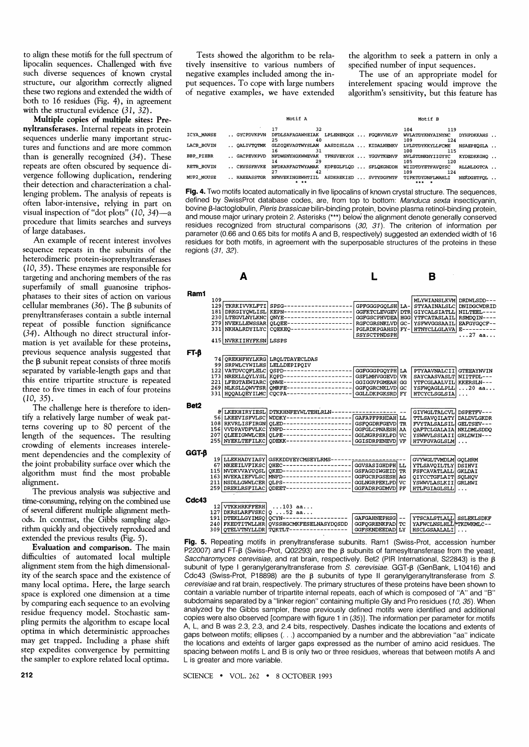to align these motifs for the full spectrum of lipocalin sequences. Challenged with five such diverse sequences of known crystal structure, our algorithm correctly aligned these two regions and extended the width of both to 16 residues (Fig. 4), in agreement with the structural evidence (31, 32).

**Multiple copies of multiple sites: Prenyltransferases.** Internal repeats in protein sequences underlie many important structures and functions and are more common than is generally recognized (34). These repeats are often obscured by sequence divergence following duplication, rendering their detection and characterization a challenging problem. The analysis of repeats is often labor-intensive, relying in part on visual inspection of "dot plots" (10, 34)—a procedure that limits searches and surveys of large databases.

An example of recent interest involves sequence repeats in the subunits of the heterodimeric protein-isoprenyltransferases (10, 35). These enzymes are responsible for targeting and anchoring members of the ras superfamily of small guanosine triphosphatases to their sites of action on various cellular membranes (36). The β subunits of prenyltransferases contain a subtle internal repeat of possible function significance (34). Although no direct structural information is yet available for these proteins, previous sequence analysis suggested that the β subunit repeat consists of three motifs separated by variable-length gaps and that this entire tripartite structure is repeated three to five times in each of four proteins (10, 35).

The challenge here is therefore to identify a relatively large number of weak patterns covering up to 80 percent of the length of the sequences. The resulting crowding of elements increases interelement dependencies and the complexity of the joint probability surface over which the algorithm must find the most probable alignment.

The previous analysis was subjective and time-consuming, relying on the combined use of several different multiple alignment methods. In contrast, the Gibbs sampling algorithm quickly and objectively reproduced and extended the previous results (Fig. 5).

**Evaluation and comparison.** The main difficulties of automated local multiple alignment stem from the high dimensionality of the search space and the existence of many local optima. Here, the large search space is explored one dimension at a time by comparing each sequence to an evolving residue frequency model. Stochastic sampling permits the algorithm to escape local optima in which deterministic approaches may get trapped. Including a phase shift step expedites convergence by permitting the sampler to explore related local optima.

Tests showed the algorithm to be relatively insensitive to various numbers of negative examples included among the input sequences. To cope with large numbers of negative examples, we have extended the algorithm to seek a pattern in only a specified number of input sequences.

The use of an appropriate model for interelement spacing would improve the algorithm's sensitivity, but this feature has

```
                                  Motif A                                               Motif B
                           17             32                                  104             119
ICYA_MANSE  .. GYCPDVKPVN  DFDLSAFAGAWHEIAK  LPLENENQGK ... FGQRVVNLVP  WVLATDYKNYAINYNC  DYHPDKKAHS ..
                           25             40                                  109             124
LACB_BOVIN  .. QALIVTQTMK  GLDIQKVAGTWYSLAM  AASDISLLDA ... KIDALNENKV  LVLDTDYKKYLLFCME  NSAEPEQSLA ..
                           16             31                                  100             115
BBP_PIEBR   .. GACPEVKPVD  NFDWSNYHGKWWEVAK  YPNSVEKYGK ... YGGVTKENVF  NVLSTDNKNYIIGYYC  KYDEDKKGHQ ..
                           14             29                                  105             120
RETB_BOVIN  .. CRVSSFRVKE  NFDKARFAGTWYAMAK  KDPEGLFLQD ... SFLQKGNDDH  WIIDTDYETFAVQYSC  RLLNLDGTCA ..
                           27             42                                  109             124
MUP2_MOUSE  .. HAEEASSTGR  NFNVEKINGEWHTIIL  ASDKREKIED ... SVTYDGFNTF  TIPKTDYDNFLMAHLI  NEKDGETFQL ..
                             * **                                              ***  *
```

**Fig. 4.** Two motifs located automatically in five lipocalins of known crystal structure. The sequences, defined by SwissProt database codes, are, from top to bottom: *Manduca sexta* insecticyanin, bovine β-lactoglobulin, *Pieris brassicae* bilin-binding protein, bovine plasma retinol-binding protein, and mouse major urinary protein 2. Asterisks (***) below the alignment denote generally conserved residues recognized from structural comparisons (30, 31). The criterion of information per parameter (0.66 and 0.65 bits for motifs A and B, respectively) suggested an extended width of 16 residues for both motifs, in agreement with the superposable structures of the proteins in these regions (31, 32).

```
                 A                                                    L                B
Ram1
    109                                                                            MLYWIANSLKVM  DRDWLSDD---
    129 TKRKIVVKLFTI  SPSG--------------------  GPFGGGPGQLSH  LA-  STYAAINALSLC  DNIDGCWDRID
    181 DRKGIYQWLISL  KEPN--------------------  GGFKTCLEVGEV  DTR  GIYCALSIATLL  NILTEEL----
    230 LTEGVLNYLKNC  QNYE--------------------  GGFGSCPHVDEA  HGG  YTFCATASLAIL  RSMDQIN----
    279 NVEKLLEWSSAR  QLQEE-------------------  RGFCGRSNKLVD  GC-  YSFWVGGSAAIL  EAFGYGQCF--
    331 NKHALRDYILYC  CQEKEQ------------------  PGLRDKPGAHSD  FY-  HTNYCLLGLAVA  E----------
                                                 SSYSCTPNDSPH                   ...27 aa...
    415 NVRKIIHYFKSN  LSSPS
FT-β
     74 QREKHFHYLKRG  LRQLTDAYECLDAS
     99 SRPWLCYWILHS  LELLDEPIPQIV
    122 VATDVCQFLELC  QSPD--------------------  GGFGGGPGQYPH  LA   PTYAAVNALCII  GTEEAYNVIN
    173 NREKLLQYLYSL  KQPD--------------------  GSFLMHVGGEVD  VR   SAYCAASVASLT  NIITPDL---
    221 LFEGTAEWIARC  QNWE--------------------  GGIGGVPGMEAH  GG   YTFCGLAALVIL  KKERSLN---
    269 NLKSLLQWVTSR  QMRFE-------------------  GGFQGRCNKLVD  GC   YSFWQAGLLPLL  ...20 aa...
    331 HQQALQEYILMC  CQCPA-------------------  GGLLDKPGKSRD  FY   HTCYCLSGLSIA  ...
Bet2
      8 LKEKHIRYIESL  DTKKHNFEYWLTEHLRLN------------------  --   GIYWGLTALCVL  DSPETFV---
     56 LKEEVISFVLSC  WDDKY-------------------  GAFAPFPRHDAH  LL   TTLSAVQILATY  DALDVLGKDR
    108 RKVRLISFIRGN  QLED--------------------  GSFQGDRFGEVD  TR   FVYTALSALSIL  GELTSEV---
    156 VVDPAVDFVLKC  YNFD--------------------  GGFGLCPNAESH  AA   QAFTCLGALAIA  NKLDMLSDDQ
    207 QLEEIGWWLCER  QLPE--------------------  GGLNGRPSKLPD  VC   YSWWVLSSLAII  GRLDWIN---
    255 NYEKLTEFILKC  QDEKK-------------------  GGISDRPENEVD  VF   HTVFGVAGLSLM  ...
GGT-β
     19 LLEKHADYIASY  GSKKDDYEYCMSEYLRMS------------------  --   GVYWGLTVMDLM  GQLHRM
     67 NKEEILVFIKSC  QHEC--------------------  GGVSASIGHDPH  LL   YTLSAVQILTLY  DSIHVI
    115 NVDKVVAYVQSL  QKED--------------------  GSFAGDIWGEID  TR   FSFCAVATLALL  GKLDAI
    163 NVEKAIEFVLSC  MNFD--------------------  GGFGCRPGSESH  AG   QIYCCTGFLAIT  SQLHQV
    211 NSDLLGWWLCER  QLPS--------------------  GGLNGRPEKLPD  VC   YSWWVLASLKII  GRLHWI
    259 DREKLRSFILAC  QDEET-------------------  GGFADRPGDMVD  PF   HTLFGIAGLSLL  ...
Cdc43
     12 VTKKHRKFFERH  ...103 aa...
    127 DKRSLARFVSKC  Q ...52 aa...
    191 DTEKLLGYIMSQ  QCYN--------------------  GAFGAHNEPHSG  --   YTSCALSTLALL  SSLEKLSDKF
    240 FKEDTITWLLHR  QVSSHGCMKFESELNASYDQSDD  GGFQGRENKFAD  TC   YAFWCLNSLHLL  *TKDWKMLC--
    309 QTELVTNYLLDR  TQKTLT------------------  GGFSKNDEEDAD  LY   HSCLGSAALALI  ...
```

**Fig. 5.** Repeating motifs in prenyltransferase subunits. Ram1 (Swiss-Prot, accession number P22007) and FT-β (Swiss-Prot, Q02293) are the β subunits of farnesyltransferase from the yeast, *Saccharomyces cerevisiae*, and rat brain, respectively. Bet2 (PIR International, S22843) is the β subunit of type I geranylgeranyltransferase from *S. cerevisiae*. GGT-β (GenBank, L10416) and Cdc43 (Swiss-Prot, P18898) are the β subunits of type II geranylgeranyltransferase from *S. cerevisiae* and rat brain, respectively. The primary structures of these proteins have been shown to contain a variable number of tripartite internal repeats, each of which is composed of "A" and "B" subdomains separated by a "linker region" containing multiple Gly and Pro residues (10, 35). When analyzed by the Gibbs sampler, these previously defined motifs were identified and additional copies were also observed [compare with figure 1 in (35)]. The information per parameter for motifs A, L, and B was 2.3, 2.3, and 2.4 bits, respectively. Dashes indicate the locations and extents of gaps between motifs; ellipses (. . .) accompanied by a number and the abbreviation "aa" indicate the locations and extents of larger gaps expressed as the number of amino acid residues. The spacing between motifs L and B is only two or three residues, whereas that between motifs A and L is greater and more variable.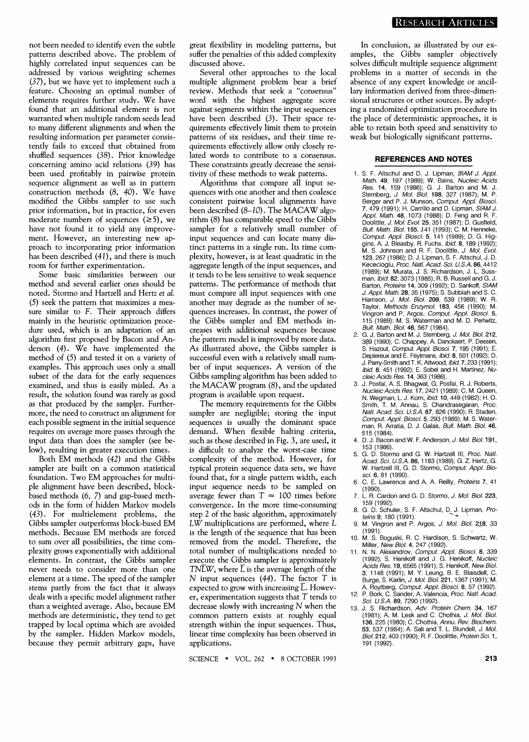not been needed to identify even the subtle patterns described above. The problem of highly correlated input sequences can be addressed by various weighting schemes (37), but we have yet to implement such a feature. Choosing an optimal number of elements requires further study. We have found that an additional element is not warranted when multiple random seeds lead to many different alignments and when the resulting information per parameter consistently fails to exceed that obtained from shuffled sequences (38). Prior knowledge concerning amino acid relations (39) has been used profitably in pairwise protein sequence alignment as well as in pattern construction methods (8, 40). We have modified the Gibbs sampler to use such prior information, but in practice, for even moderate numbers of sequences (≥5), we have not found it to yield any improvement. However, an interesting new approach to incorporating prior information has been described (41), and there is much room for further experimentation.

Some basic similarities between our method and several earlier ones should be noted. Stormo and Hartzell and Hertz *et al.* (5) seek the pattern that maximizes a measure similar to *F*. Their approach differs mainly in the heuristic optimization procedure used, which is an adaptation of an algorithm first proposed by Bacon and Anderson (4). We have implemented the method of (5) and tested it on a variety of examples. This approach uses only a small subset of the data for the early sequences examined, and thus is easily misled. As a result, the solution found was rarely as good as that produced by the sampler. Furthermore, the need to construct an alignment for each possible segment in the initial sequence requires on average more passes through the input data than does the sampler (see below), resulting in greater execution times.

Both EM methods (42) and the Gibbs sampler are built on a common statistical foundation. Two EM approaches for multiple alignment have been described, block-based methods (6, 7) and gap-based methods in the form of hidden Markov models (43). For multielement problems, the Gibbs sampler outperforms block-based EM methods. Because EM methods are forced to sum over all possibilities, the time complexity grows exponentially with additional elements. In contrast, the Gibbs sampler never needs to consider more than one element at a time. The speed of the sampler stems partly from the fact that it always deals with a specific model alignment rather than a weighted average. Also, because EM methods are deterministic, they tend to get trapped by local optima which are avoided by the sampler. Hidden Markov models, because they permit arbitrary gaps, have great flexibility in modeling patterns, but suffer the penalties of this added complexity discussed above.

Several other approaches to the local multiple alignment problem bear a brief review. Methods that seek a "consensus" word with the highest aggregate score against segments within the input sequences have been described (3). Their space requirements effectively limit them to protein patterns of six residues, and their time requirements effectively allow only closely related words to contribute to a consensus. These constraints greatly decrease the sensitivity of these methods to weak patterns.

Algorithms that compare all input sequences with one another and then coalesce consistent pairwise local alignments have been described (8–10). The MACAW algorithm (8) has comparable speed to the Gibbs sampler for a relatively small number of input sequences and can locate many distinct patterns in a single run. Its time complexity, however, is at least quadratic in the aggregate length of the input sequences, and it tends to be less sensitive to weak sequence patterns. The performance of methods that must compare all input sequences with one another may degrade as the number of sequences increases. In contrast, the power of the Gibbs sampler and EM methods increases with additional sequences because the pattern model is improved by more data. As illustrated above, the Gibbs sampler is successful even with a relatively small number of input sequences. A version of the Gibbs sampling algorithm has been added to the MACAW program (8), and the updated program is available upon request.

The memory requirements for the Gibbs sampler are negligible; storing the input sequences is usually the dominant space demand. When flexible halting criteria, such as those described in Fig. 3, are used, it is difficult to analyze the worst-case time complexity of the method. However, for typical protein sequence data sets, we have found that, for a single pattern width, each input sequence needs to be sampled on average fewer than $T \approx 100$ times before convergence. In the more time-consuming step 2 of the basic algorithm, approximately $LW$ multiplications are performed, where $L$ is the length of the sequence that has been removed from the model. Therefore, the total number of multiplications needed to execute the Gibbs sampler is approximately $TN\bar{L}W$, where $\bar{L}$ is the average length of the $N$ input sequences (44). The factor $T$ is expected to grow with increasing $\bar{L}$. However, experimentation suggests that $T$ tends to decrease slowly with increasing $N$ when the common pattern exists at roughly equal strength within the input sequences. Thus, linear time complexity has been observed in applications.

In conclusion, as illustrated by our examples, the Gibbs sampler objectively solves difficult multiple sequence alignment problems in a matter of seconds in the absence of any expert knowledge or ancillary information derived from three-dimensional structures or other sources. By adopting a randomized optimization procedure in the place of deterministic approaches, it is able to retain both speed and sensitivity to weak but biologically significant patterns.

## REFERENCES AND NOTES

1. S. F. Altschul and D. J. Lipman, *SIAM J. Appl. Math.* **49**, 197 (1989); W. Bains, *Nucleic Acids Res.* **14**, 159 (1986); G. J. Barton and M. J. Sternberg, *J. Mol. Biol.* **198**, 327 (1987); M. P. Berger and P. J. Munson, *Comput. Appl. Biosci.* **7**, 479 (1991); H. Carrillo and D. Lipman, *SIAM J. Appl. Math.* **48**, 1073 (1988); D. Feng and R. F. Doolittle, *J. Mol. Evol.* **25**, 351 (1987); D. Gusfield, *Bull. Math. Biol.* **155**, 141 (1993); C. M. Henneke, *Comput. Appl. Biosci.* **5**, 141 (1989); D. G. Higgins, A. J. Bleasby, R. Fuchs, *ibid.* **8**, 189 (1992); M. S. Johnson and R. F. Doolittle, *J. Mol. Evol.* **123**, 267 (1986); D. J. Lipman, S. F. Altschul, J. D. Kececioglu, *Proc. Natl. Acad. Sci. U.S.A.* **86**, 4412 (1989); M. Murata, J. S. Richardson, J. L. Sussman, *ibid.* **82**, 3073 (1985); R. B. Russell and G. J. Barton, *Proteins* **14**, 309 (1992); D. Sankoff, *SIAM J. Appl. Math.* **28**, 35 (1975); S. Subbiah and S. C. Harrison, *J. Mol. Biol.* **209**, 539 (1989); W. R. Taylor, *Methods Enzymol.* **183**, 456 (1990); M. Vingron and P. Argos, *Comput. Appl. Biosci.* **5**, 115 (1989); M. S. Waterman and M. D. Perlwitz, *Bull. Math. Biol.* **46**, 567 (1984).
2. G. J. Barton and M. J. Sternberg, *J. Mol. Biol.* **212**, 389 (1990); C. Chappey, A. Danckaert, P. Dessen, S. Hazout, *Comput. Appl. Biosci.* **7**, 195 (1991); E. Depiereux and E. Feytmans, *ibid.* **8**, 501 (1992); D. J. Parry-Smith and T. K. Attwood, *ibid.* **7**, 233 (1991); *ibid.* **8**, 451 (1992); E. Sobel and H. Martinez, *Nucleic Acids Res.* **14**, 363 (1986).
3. J. Posfai, A. S. Bhagwat, G. Posfai, R. J. Roberts, *Nucleic Acids Res.* **17**, 2421 (1989); C. M. Queen, N. Wegman, L. J. Korn, *ibid.* **10**, 449 (1982); H. O. Smith, T. M. Annau, S. Chandrasegaran, *Proc. Natl. Acad. Sci. U.S.A.* **87**, 826 (1990); R. Staden, *Comput. Appl. Biosci.* **5**, 293 (1989); M. S. Waterman, R. Arratia, D. J. Galas, *Bull. Math. Biol.* **46**, 515 (1984).
4. D. J. Bacon and W. F. Anderson, *J. Mol. Biol.* **191**, 153 (1986).
5. G. D. Stormo and G. W. Hartzell III, *Proc. Natl. Acad. Sci. U.S.A.* **86**, 1183 (1989); G. Z. Hertz, G. W. Hartzell III, G. D. Stormo, *Comput. Appl. Biosci.* **6**, 81 (1990).
6. C. E. Lawrence and A. A. Reilly, *Proteins* **7**, 41 (1990).
7. L. R. Cardon and G. D. Stormo, *J. Mol. Biol.* **223**, 159 (1992).
8. G. D. Schuler, S. F. Altschul, D. J. Lipman, *Proteins* **9**, 180 (1991).
9. M. Vingron and P. Argos, *J. Mol. Biol.* **218**, 33 (1991).
10. M. S. Boguski, R. C. Hardison, S. Schwartz, W. Miller, *New Biol.* **4**, 247 (1992).
11. N. N. Alexandrov, *Comput. Appl. Biosci.* **8**, 339 (1992); S. Henikoff and J. G. Henikoff, *Nucleic Acids Res.* **19**, 6565 (1991); S. Henikoff, *New Biol.* **3**, 1148 (1991); M. Y. Leung, B. E. Blaisdell, C. Burge, S. Karlin, *J. Mol. Biol.* **221**, 1367 (1991); M. A. Roytberg, *Comput. Appl. Biosci.* **8**, 57 (1992).
12. P. Bork, C. Sander, A. Valencia, *Proc. Natl. Acad. Sci. U.S.A.* **89**, 7290 (1992).
13. J. S. Richardson, *Adv. Protein Chem.* **34**, 167 (1981); A. M. Lesk and C. Chothia, *J. Mol. Biol.* **136**, 225 (1980); C. Chothia, *Annu. Rev. Biochem.* **53**, 537 (1984); A. Sali and T. L. Blundell, *J. Mol. Biol.* **212**, 403 (1990); R. F. Doolittle, *Protein Sci.* **1**, 191 (1992).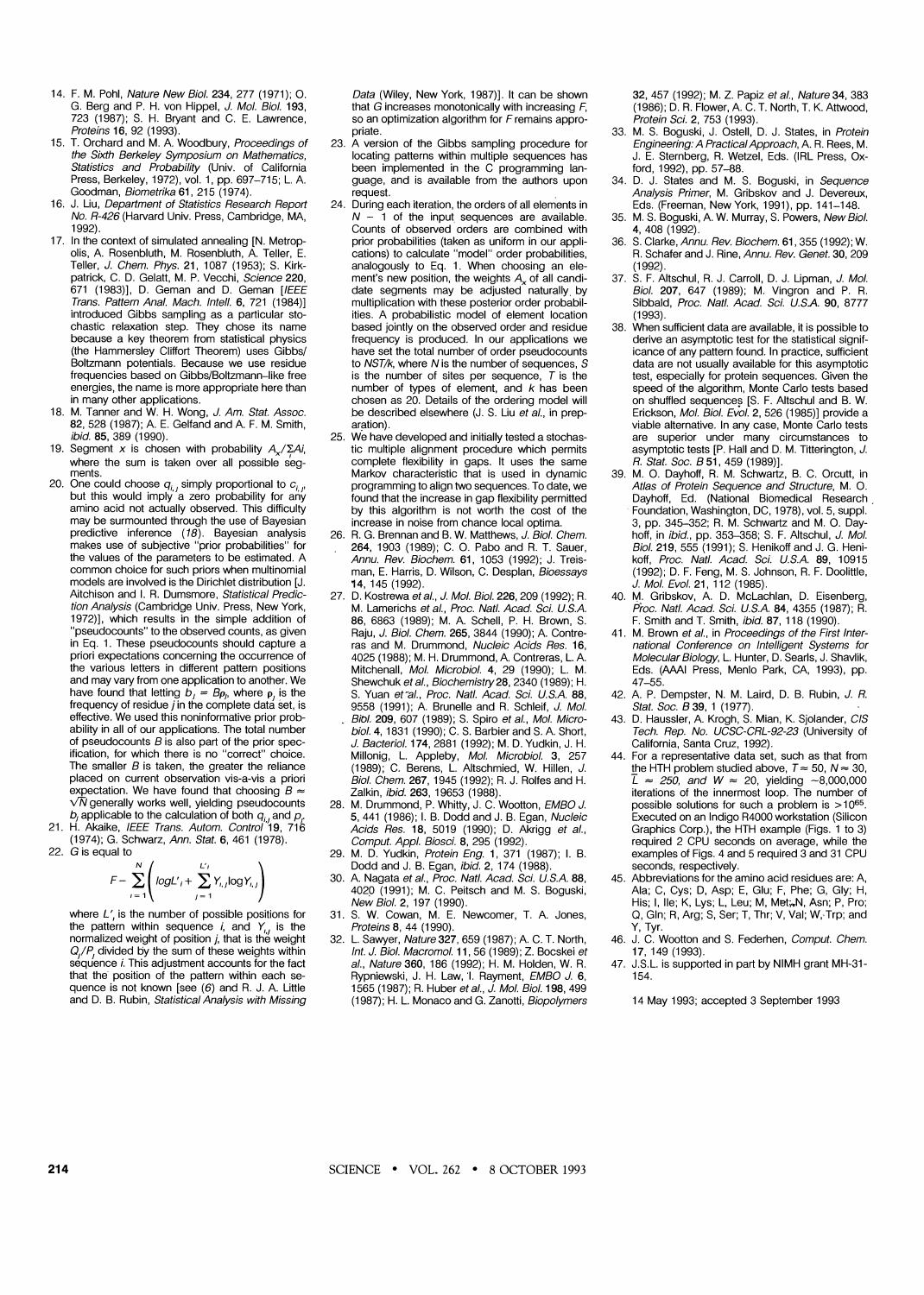14. F. M. Pohl, *Nature New Biol.* **234**, 277 (1971); O. G. Berg and P. H. von Hippel, *J. Mol. Biol.* **193**, 723 (1987); S. H. Bryant and C. E. Lawrence, *Proteins* **16**, 92 (1993).
15. T. Orchard and M. A. Woodbury, *Proceedings of the Sixth Berkeley Symposium on Mathematics, Statistics and Probability* (Univ. of California Press, Berkeley, 1972), vol. 1, pp. 697–715; L. A. Goodman, *Biometrika* **61**, 215 (1974).
16. J. Liu, *Department of Statistics Research Report No. R-426* (Harvard Univ. Press, Cambridge, MA, 1992).
17. In the context of simulated annealing [N. Metropolis, A. Rosenbluth, M. Rosenbluth, A. Teller, E. Teller, *J. Chem. Phys.* **21**, 1087 (1953); S. Kirkpatrick, C. D. Gelatt, M. P. Vecchi, *Science* **220**, 671 (1983)], D. Geman and D. Geman [*IEEE Trans. Pattern Anal. Mach. Intell.* **6**, 721 (1984)] introduced Gibbs sampling as a particular stochastic relaxation step. They chose its name because a key theorem from statistical physics (the Hammersley Clifford Theorem) uses Gibbs/Boltzmann potentials. Because we use residue frequencies based on Gibbs/Boltzmann–like free energies, the name is more appropriate here than in many other applications.
18. M. Tanner and W. H. Wong, *J. Am. Stat. Assoc.* **82**, 528 (1987); A. E. Gelfand and A. F. M. Smith, *ibid.* **85**, 389 (1990).
19. Segment $x$ is chosen with probability $A_x/\Sigma Ai$, where the sum is taken over all possible segments.
20. One could choose $q_{i,j}$ simply proportional to $c_{i,j}$, but this would imply a zero probability for any amino acid not actually observed. This difficulty may be surmounted through the use of Bayesian predictive inference (*18*). Bayesian analysis makes use of subjective "prior probabilities" for the values of the parameters to be estimated. A common choice for such priors when multinomial models are involved is the Dirichlet distribution [J. Aitchison and I. R. Dunsmore, *Statistical Prediction Analysis* (Cambridge Univ. Press, New York, 1972)], which results in the simple addition of "pseudocounts" to the observed counts, as given in Eq. 1. These pseudocounts should capture a priori expectations concerning the occurrence of the various letters in different pattern positions and may vary from one application to another. We have found that letting $b_j = Bp_j$, where $p_j$ is the frequency of residue $j$ in the complete data set, is effective. We used this noninformative prior probability in all of our applications. The total number of pseudocounts $B$ is also part of the prior specification, for which there is no "correct" choice. The smaller $B$ is taken, the greater the reliance placed on current observation vis-a-vis a priori expectation. We have found that choosing $B \approx \sqrt{N}$ generally works well, yielding pseudocounts $b_j$ applicable to the calculation of both $q_{i,j}$ and $p_r$.
21. H. Akaike, *IEEE Trans. Autom. Control* **19**, 716 (1974); G. Schwarz, *Ann. Stat.* **6**, 461 (1978).
22. $G$ is equal to

$$F - \sum_{i=1}^{N}\left(\log L'_i + \sum_{j=1}^{L'_i} Y_{i,j}\log Y_{i,j}\right)$$

where $L'_i$ is the number of possible positions for the pattern within sequence $i$, and $Y_{i,j}$ is the normalized weight of position $j$, that is the weight $Q_j/P_j$ divided by the sum of these weights within sequence $i$. This adjustment accounts for the fact that the position of the pattern within each sequence is not known [see (*6*) and R. J. A. Little and D. B. Rubin, *Statistical Analysis with Missing Data* (Wiley, New York, 1987)]. It can be shown that $G$ increases monotonically with increasing $F$, so an optimization algorithm for $F$ remains appropriate.
23. A version of the Gibbs sampling procedure for locating patterns within multiple sequences has been implemented in the C programming language, and is available from the authors upon request.
24. During each iteration, the orders of all elements in $N - 1$ of the input sequences are available. Counts of observed orders are combined with prior probabilities (taken as uniform in our applications) to calculate "model" order probabilities, analogously to Eq. 1. When choosing an element's new position, the weights $A_x$ of all candidate segments may be adjusted naturally by multiplication with these posterior order probabilities. A probabilistic model of element location based jointly on the observed order and residue frequency is produced. In our applications we have set the total number of order pseudocounts to $NST/k$, where $N$ is the number of sequences, $S$ is the number of sites per sequence, $T$ is the number of types of element, and $k$ has been chosen as 20. Details of the ordering model will be described elsewhere (J. S. Liu *et al.*, in preparation).
25. We have developed and initially tested a stochastic multiple alignment procedure which permits complete flexibility in gaps. It uses the same Markov characteristic that is used in dynamic programming to align two sequences. To date, we found that the increase in gap flexibility permitted by this algorithm is not worth the cost of the increase in noise from chance local optima.
26. R. G. Brennan and B. W. Matthews, *J. Biol. Chem.* **264**, 1903 (1989); C. O. Pabo and R. T. Sauer, *Annu. Rev. Biochem.* **61**, 1053 (1992); J. Treisman, E. Harris, D. Wilson, C. Desplan, *Bioessays* **14**, 145 (1992).
27. D. Kostrewa *et al.*, *J. Mol. Biol.* **226**, 209 (1992); R. M. Lamerichs *et al.*, *Proc. Natl. Acad. Sci. U.S.A.* **86**, 6863 (1989); M. A. Schell, P. H. Brown, S. Raju, *J. Biol. Chem.* **265**, 3844 (1990); A. Contreras and M. Drummond, *Nucleic Acids Res.* **16**, 4025 (1988); M. H. Drummond, A. Contreras, L. A. Mitchenall, *Mol. Microbiol.* **4**, 29 (1990); L. M. Shewchuk *et al.*, *Biochemistry* **28**, 2340 (1989); H. S. Yuan *et al.*, *Proc. Natl. Acad. Sci. U.S.A.* **88**, 9558 (1991); A. Brunelle and R. Schleif, *J. Mol. Biol.* **209**, 607 (1989); S. Spiro *et al.*, *Mol. Microbiol.* **4**, 1831 (1990); C. S. Barbier and S. A. Short, *J. Bacteriol.* **174**, 2881 (1992); M. D. Yudkin, J. H. Millonig, L. Appleby, *Mol. Microbiol.* **3**, 257 (1989); C. Berens, L. Altschmied, W. Hillen, *J. Biol. Chem.* **267**, 1945 (1992); R. J. Rolfes and H. Zalkin, *ibid.* **263**, 19653 (1988).
28. M. Drummond, P. Whitty, J. C. Wootton, *EMBO J.* **5**, 441 (1986); I. B. Dodd and J. B. Egan, *Nucleic Acids Res.* **18**, 5019 (1990); D. Akrigg *et al.*, *Comput. Appl. Biosci.* **8**, 295 (1992).
29. M. D. Yudkin, *Protein Eng.* **1**, 371 (1987); I. B. Dodd and J. B. Egan, *ibid.* **2**, 174 (1988).
30. A. Nagata *et al.*, *Proc. Natl. Acad. Sci. U.S.A.* **88**, 4020 (1991); M. C. Peitsch and M. S. Boguski, *New Biol.* **2**, 197 (1990).
31. S. W. Cowan, M. E. Newcomer, T. A. Jones, *Proteins* **8**, 44 (1990).
32. L. Sawyer, *Nature* **327**, 659 (1987); A. C. T. North, *Int. J. Biol. Macromol.* **11**, 56 (1989); Z. Bocskei *et al.*, *Nature* **360**, 186 (1992); H. M. Holden, W. R. Rypniewski, J. H. Law, I. Rayment, *EMBO J.* **6**, 1565 (1987); R. Huber *et al.*, *J. Mol. Biol.* **198**, 499 (1987); H. L. Monaco and G. Zanotti, *Biopolymers* **32**, 457 (1992); M. Z. Papiz *et al.*, *Nature* **34**, 383 (1986); D. R. Flower, A. C. T. North, T. K. Attwood, *Protein Sci.* **2**, 753 (1993).
33. M. S. Boguski, J. Ostell, D. J. States, in *Protein Engineering: A Practical Approach*, A. R. Rees, M. J. E. Sternberg, R. Wetzel, Eds. (IRL Press, Oxford, 1992), pp. 57–88.
34. D. J. States and M. S. Boguski, in *Sequence Analysis Primer*, M. Gribskov and J. Devereux, Eds. (Freeman, New York, 1991), pp. 141–148.
35. M. S. Boguski, A. W. Murray, S. Powers, *New Biol.* **4**, 408 (1992).
36. S. Clarke, *Annu. Rev. Biochem.* **61**, 355 (1992); W. R. Schafer and J. Rine, *Annu. Rev. Genet.* **30**, 209 (1992).
37. S. F. Altschul, R. J. Carroll, D. J. Lipman, *J. Mol. Biol.* **207**, 647 (1989); M. Vingron and P. R. Sibbald, *Proc. Natl. Acad. Sci. U.S.A.* **90**, 8777 (1993).
38. When sufficient data are available, it is possible to derive an asymptotic test for the statistical significance of any pattern found. In practice, sufficient data are not usually available for this asymptotic test, especially for protein sequences. Given the speed of the algorithm, Monte Carlo tests based on shuffled sequences [S. F. Altschul and B. W. Erickson, *Mol. Biol. Evol.* **2**, 526 (1985)] provide a viable alternative. In any case, Monte Carlo tests are superior under many circumstances to asymptotic tests [P. Hall and D. M. Titterington, *J. R. Stat. Soc. B* **51**, 459 (1989)].
39. M. O. Dayhoff, R. M. Schwartz, B. C. Orcutt, in *Atlas of Protein Sequence and Structure*, M. O. Dayhoff, Ed. (National Biomedical Research Foundation, Washington, DC, 1978), vol. 5, suppl. 3, pp. 345–352; R. M. Schwartz and M. O. Dayhoff, in *ibid.*, pp. 353–358; S. F. Altschul, *J. Mol. Biol.* **219**, 555 (1991); S. Henikoff and J. G. Henikoff, *Proc. Natl. Acad. Sci. U.S.A.* **89**, 10915 (1992); D. F. Feng, M. S. Johnson, R. F. Doolittle, *J. Mol. Evol.* **21**, 112 (1985).
40. M. Gribskov, A. D. McLachlan, D. Eisenberg, *Proc. Natl. Acad. Sci. U.S.A.* **84**, 4355 (1987); R. F. Smith and T. Smith, *ibid.* **87**, 118 (1990).
41. M. Brown *et al.*, in *Proceedings of the First International Conference on Intelligent Systems for Molecular Biology*, L. Hunter, D. Searls, J. Shavlik, Eds. (AAAI Press, Menlo Park, CA, 1993), pp. 47–55.
42. A. P. Dempster, N. M. Laird, D. B. Rubin, *J. R. Stat. Soc. B* **39**, 1 (1977).
43. D. Haussler, A. Krogh, S. Mian, K. Sjolander, *CIS Tech. Rep. No. UCSC-CRL-92-23* (University of California, Santa Cruz, 1992).
44. For a representative data set, such as that from the HTH problem studied above, $T \approx 50$, $N \approx 30$, $\bar{L} \approx 250$, and $W \approx 20$, yielding ~8,000,000 iterations of the innermost loop. The number of possible solutions for such a problem is $>10^{65}$. Executed on an Indigo R4000 workstation (Silicon Graphics Corp.), the HTH example (Figs. 1 to 3) required 2 CPU seconds on average, while the examples of Figs. 4 and 5 required 3 and 31 CPU seconds, respectively.
45. Abbreviations for the amino acid residues are: A, Ala; C, Cys; D, Asp; E, Glu; F, Phe; G, Gly; H, His; I, Ile; K, Lys; L, Leu; M, Met; N, Asn; P, Pro; Q, Gln; R, Arg; S, Ser; T, Thr; V, Val; W, Trp; and Y, Tyr.
46. J. C. Wootton and S. Federhen, *Comput. Chem.* **17**, 149 (1993).
47. J.S.L. is supported in part by NIMH grant MH-31-154.

14 May 1993; accepted 3 September 1993